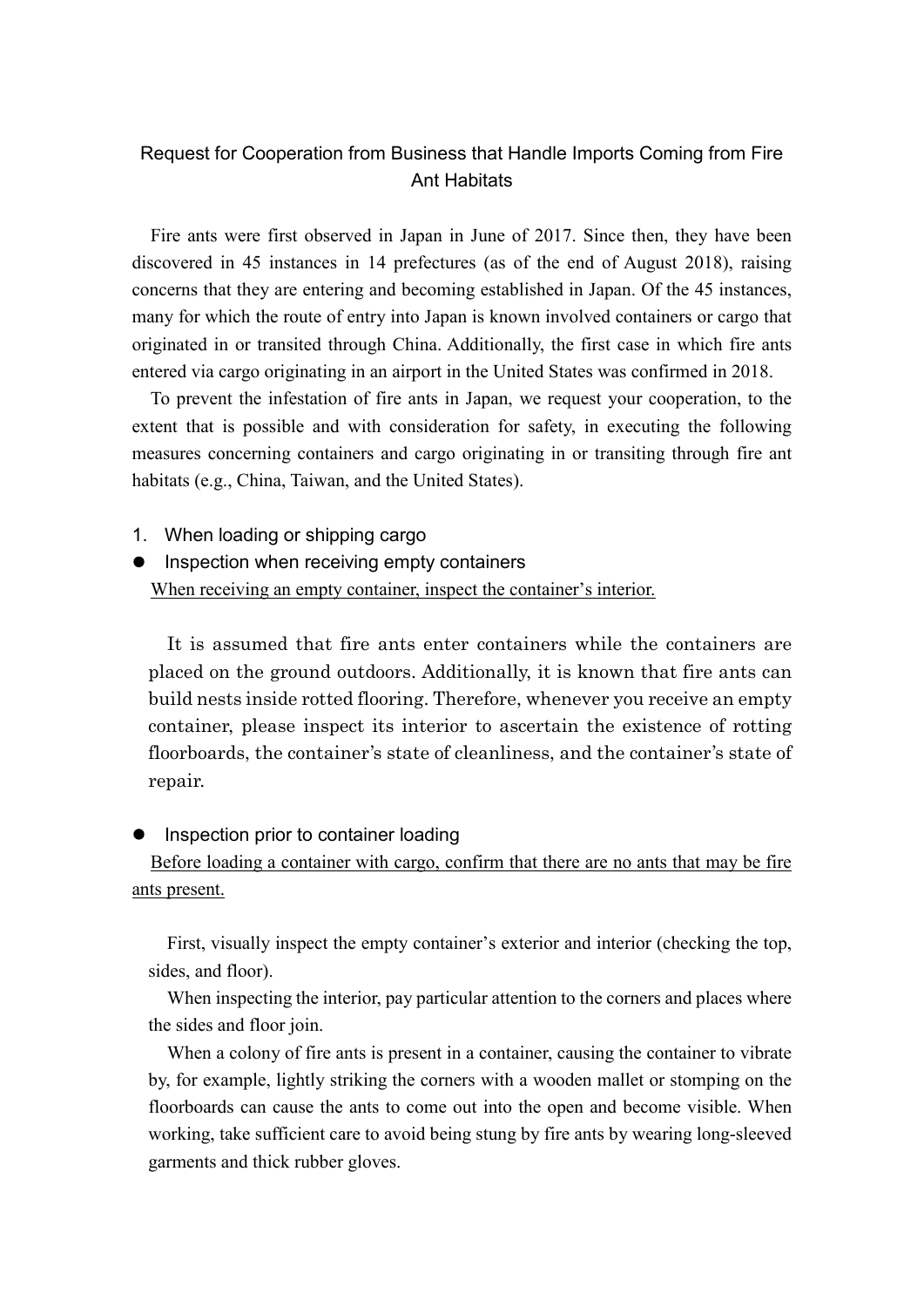# Request for Cooperation from Business that Handle Imports Coming from Fire Ant Habitats

Fire ants were first observed in Japan in June of 2017. Since then, they have been discovered in 45 instances in 14 prefectures (as of the end of August 2018), raising concerns that they are entering and becoming established in Japan. Of the 45 instances, many for which the route of entry into Japan is known involved containers or cargo that originated in or transited through China. Additionally, the first case in which fire ants entered via cargo originating in an airport in the United States was confirmed in 2018.

To prevent the infestation of fire ants in Japan, we request your cooperation, to the extent that is possible and with consideration for safety, in executing the following measures concerning containers and cargo originating in or transiting through fire ant habitats (e.g., China, Taiwan, and the United States).

1. When loading or shipping cargo

- Inspection when receiving empty containers

<u>When receiving an empty container, inspect the container's interior.</u>

It is assumed that fire ants enter containers while the containers are placed on the ground outdoors. Additionally, it is known that fire ants can build nests inside rotted flooring. Therefore, whenever you receive an empty container, please inspect its interior to ascertain the existence of rotting floorboards, the container's state of cleanliness, and the container's state of repair.

- Inspection prior to container loading

<u>Before loading a container with cargo, confirm that there are no ants that may be fire ants present.</u>

First, visually inspect the empty container's exterior and interior (checking the top, sides, and floor).

When inspecting the interior, pay particular attention to the corners and places where the sides and floor join.

When a colony of fire ants is present in a container, causing the container to vibrate by, for example, lightly striking the corners with a wooden mallet or stomping on the floorboards can cause the ants to come out into the open and become visible. When working, take sufficient care to avoid being stung by fire ants by wearing long-sleeved garments and thick rubber gloves.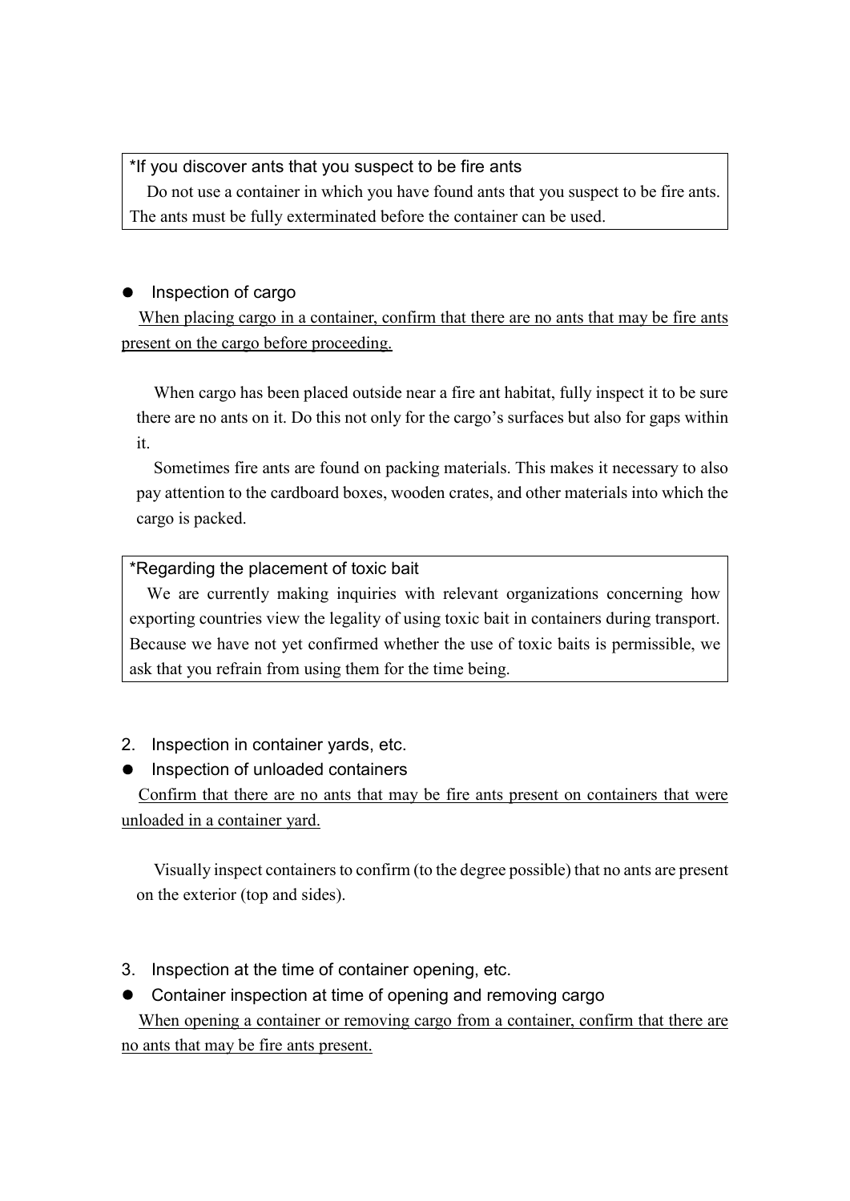> *If you discover ants that you suspect to be fire ants
>
> Do not use a container in which you have found ants that you suspect to be fire ants. The ants must be fully exterminated before the container can be used.

- Inspection of cargo

<u>When placing cargo in a container, confirm that there are no ants that may be fire ants present on the cargo before proceeding.</u>

When cargo has been placed outside near a fire ant habitat, fully inspect it to be sure there are no ants on it. Do this not only for the cargo's surfaces but also for gaps within it.

Sometimes fire ants are found on packing materials. This makes it necessary to also pay attention to the cardboard boxes, wooden crates, and other materials into which the cargo is packed.

> *Regarding the placement of toxic bait
>
> We are currently making inquiries with relevant organizations concerning how exporting countries view the legality of using toxic bait in containers during transport. Because we have not yet confirmed whether the use of toxic baits is permissible, we ask that you refrain from using them for the time being.

2. Inspection in container yards, etc.

- Inspection of unloaded containers

<u>Confirm that there are no ants that may be fire ants present on containers that were unloaded in a container yard.</u>

Visually inspect containers to confirm (to the degree possible) that no ants are present on the exterior (top and sides).

3. Inspection at the time of container opening, etc.

- Container inspection at time of opening and removing cargo

<u>When opening a container or removing cargo from a container, confirm that there are no ants that may be fire ants present.</u>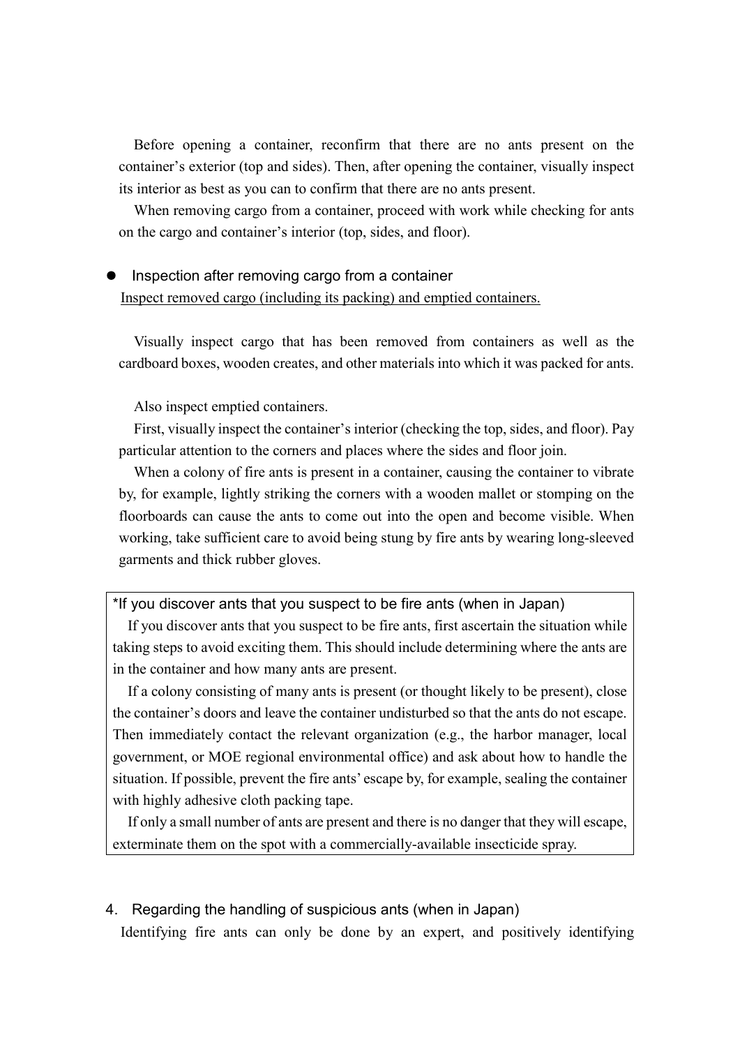Before opening a container, reconfirm that there are no ants present on the container's exterior (top and sides). Then, after opening the container, visually inspect its interior as best as you can to confirm that there are no ants present.

When removing cargo from a container, proceed with work while checking for ants on the cargo and container's interior (top, sides, and floor).

- Inspection after removing cargo from a container

<u>Inspect removed cargo (including its packing) and emptied containers.</u>

Visually inspect cargo that has been removed from containers as well as the cardboard boxes, wooden creates, and other materials into which it was packed for ants.

Also inspect emptied containers.

First, visually inspect the container's interior (checking the top, sides, and floor). Pay particular attention to the corners and places where the sides and floor join.

When a colony of fire ants is present in a container, causing the container to vibrate by, for example, lightly striking the corners with a wooden mallet or stomping on the floorboards can cause the ants to come out into the open and become visible. When working, take sufficient care to avoid being stung by fire ants by wearing long-sleeved garments and thick rubber gloves.

> *If you discover ants that you suspect to be fire ants (when in Japan)
>
> If you discover ants that you suspect to be fire ants, first ascertain the situation while taking steps to avoid exciting them. This should include determining where the ants are in the container and how many ants are present.
>
> If a colony consisting of many ants is present (or thought likely to be present), close the container's doors and leave the container undisturbed so that the ants do not escape. Then immediately contact the relevant organization (e.g., the harbor manager, local government, or MOE regional environmental office) and ask about how to handle the situation. If possible, prevent the fire ants' escape by, for example, sealing the container with highly adhesive cloth packing tape.
>
> If only a small number of ants are present and there is no danger that they will escape, exterminate them on the spot with a commercially-available insecticide spray.

## 4. Regarding the handling of suspicious ants (when in Japan)

Identifying fire ants can only be done by an expert, and positively identifying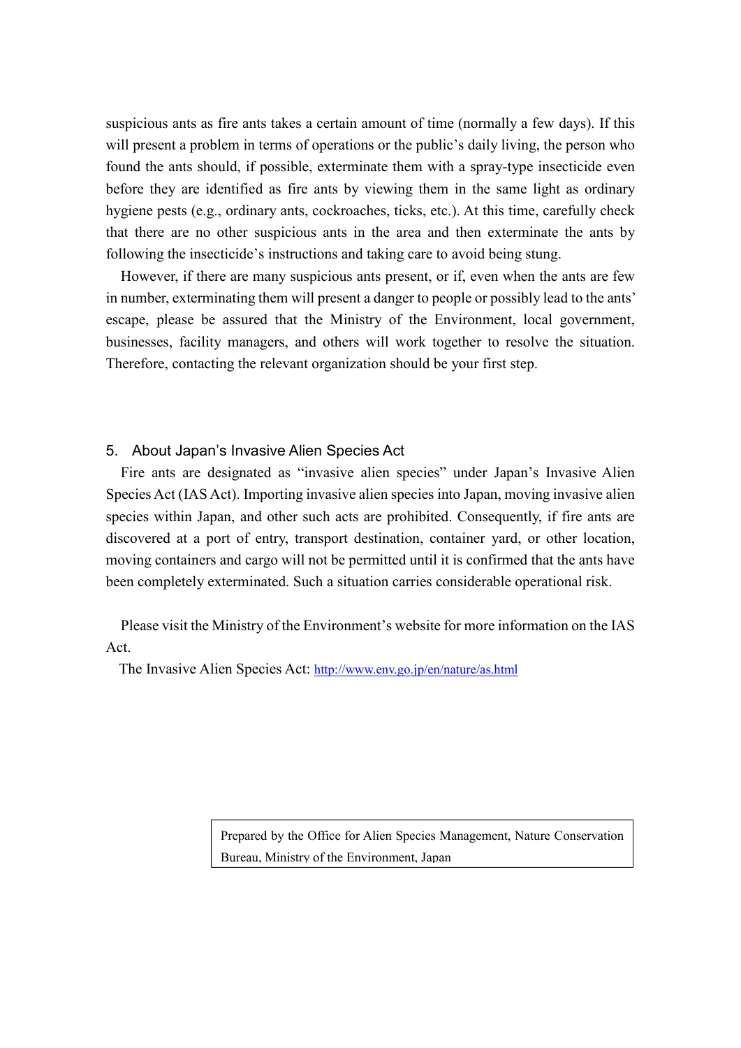suspicious ants as fire ants takes a certain amount of time (normally a few days). If this will present a problem in terms of operations or the public's daily living, the person who found the ants should, if possible, exterminate them with a spray-type insecticide even before they are identified as fire ants by viewing them in the same light as ordinary hygiene pests (e.g., ordinary ants, cockroaches, ticks, etc.). At this time, carefully check that there are no other suspicious ants in the area and then exterminate the ants by following the insecticide's instructions and taking care to avoid being stung.

However, if there are many suspicious ants present, or if, even when the ants are few in number, exterminating them will present a danger to people or possibly lead to the ants' escape, please be assured that the Ministry of the Environment, local government, businesses, facility managers, and others will work together to resolve the situation. Therefore, contacting the relevant organization should be your first step.

## 5. About Japan's Invasive Alien Species Act

Fire ants are designated as "invasive alien species" under Japan's Invasive Alien Species Act (IAS Act). Importing invasive alien species into Japan, moving invasive alien species within Japan, and other such acts are prohibited. Consequently, if fire ants are discovered at a port of entry, transport destination, container yard, or other location, moving containers and cargo will not be permitted until it is confirmed that the ants have been completely exterminated. Such a situation carries considerable operational risk.

Please visit the Ministry of the Environment's website for more information on the IAS Act.

The Invasive Alien Species Act: http://www.env.go.jp/en/nature/as.html

Prepared by the Office for Alien Species Management, Nature Conservation Bureau, Ministry of the Environment, Japan